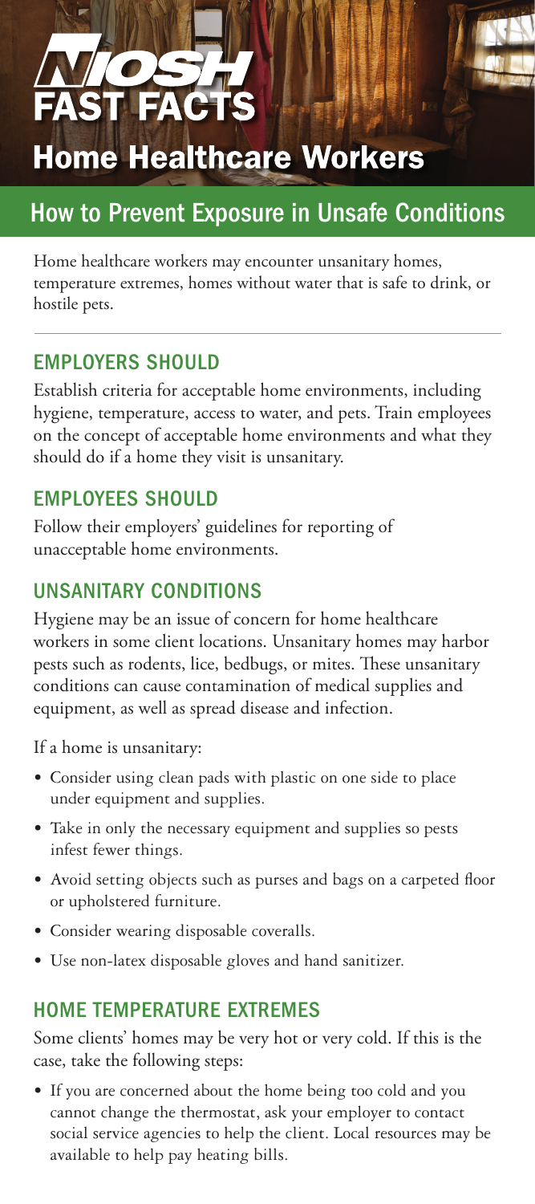# NIOSH FAST FACTS

# Home Healthcare Workers

## How to Prevent Exposure in Unsafe Conditions

Home healthcare workers may encounter unsanitary homes, temperature extremes, homes without water that is safe to drink, or hostile pets.

### EMPLOYERS SHOULD

Establish criteria for acceptable home environments, including hygiene, temperature, access to water, and pets. Train employees on the concept of acceptable home environments and what they should do if a home they visit is unsanitary.

### EMPLOYEES SHOULD

Follow their employers' guidelines for reporting of unacceptable home environments.

### UNSANITARY CONDITIONS

Hygiene may be an issue of concern for home healthcare workers in some client locations. Unsanitary homes may harbor pests such as rodents, lice, bedbugs, or mites. These unsanitary conditions can cause contamination of medical supplies and equipment, as well as spread disease and infection.

If a home is unsanitary:

- Consider using clean pads with plastic on one side to place under equipment and supplies.
- Take in only the necessary equipment and supplies so pests infest fewer things.
- Avoid setting objects such as purses and bags on a carpeted floor or upholstered furniture.
- Consider wearing disposable coveralls.
- Use non-latex disposable gloves and hand sanitizer.

### HOME TEMPERATURE EXTREMES

Some clients' homes may be very hot or very cold. If this is the case, take the following steps:

- If you are concerned about the home being too cold and you cannot change the thermostat, ask your employer to contact social service agencies to help the client. Local resources may be available to help pay heating bills.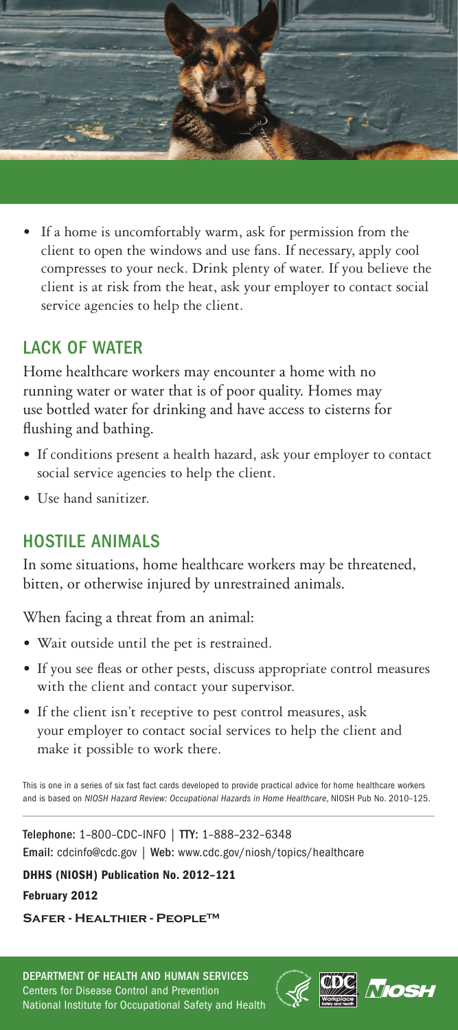- If a home is uncomfortably warm, ask for permission from the client to open the windows and use fans. If necessary, apply cool compresses to your neck. Drink plenty of water. If you believe the client is at risk from the heat, ask your employer to contact social service agencies to help the client.

## LACK OF WATER

Home healthcare workers may encounter a home with no running water or water that is of poor quality. Homes may use bottled water for drinking and have access to cisterns for flushing and bathing.

- If conditions present a health hazard, ask your employer to contact social service agencies to help the client.
- Use hand sanitizer.

## HOSTILE ANIMALS

In some situations, home healthcare workers may be threatened, bitten, or otherwise injured by unrestrained animals.

When facing a threat from an animal:

- Wait outside until the pet is restrained.
- If you see fleas or other pests, discuss appropriate control measures with the client and contact your supervisor.
- If the client isn't receptive to pest control measures, ask your employer to contact social services to help the client and make it possible to work there.

This is one in a series of six fast fact cards developed to provide practical advice for home healthcare workers and is based on *NIOSH Hazard Review: Occupational Hazards in Home Healthcare*, NIOSH Pub No. 2010–125.

**Telephone:** 1–800–CDC–INFO | **TTY:** 1–888–232–6348
**Email:** cdcinfo@cdc.gov | **Web:** www.cdc.gov/niosh/topics/healthcare

**DHHS (NIOSH) Publication No. 2012–121**

**February 2012**

**Safer • Healthier • People™**

**DEPARTMENT OF HEALTH AND HUMAN SERVICES**
Centers for Disease Control and Prevention
National Institute for Occupational Safety and Health